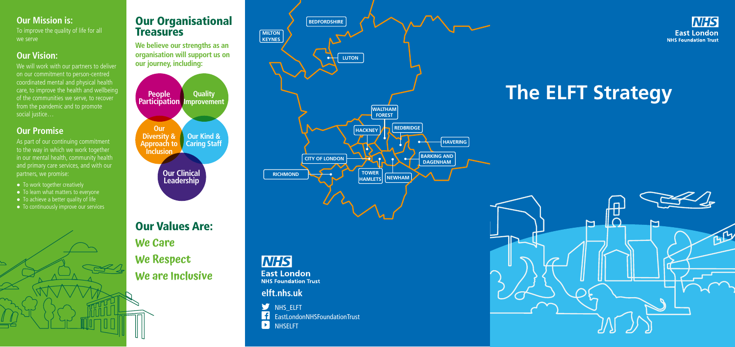## Our Mission is:

To improve the quality of life for all we serve

## Our Vision:

We will work with our partners to deliver on our commitment to person-centred coordinated mental and physical health care, to improve the health and wellbeing of the communities we serve, to recover from the pandemic and to promote social justice…

## Our Promise

As part of our continuing commitment to the way in which we work together in our mental health, community health and primary care services, and with our partners, we promise:

- To work together creatively
- To learn what matters to everyone
- To achieve a better quality of life
- To continuously improve our services

## Our Organisational Treasures

**We believe our strengths as an organisation will support us on our journey, including:**

- People Participation
- Quality Improvement
- Our Diversity & Approach to Inclusion
- Our Kind & Caring Staff
- Our Clinical Leadership

## Our Values Are:

**We Care**

**We Respect**

**We are Inclusive**

BEDFORDSHIRE
MILTON KEYNES
LUTON
WALTHAM FOREST
HACKNEY
REDBRIDGE
HAVERING
CITY OF LONDON
BARKING AND DAGENHAM
RICHMOND
TOWER HAMLETS
NEWHAM

NHS East London NHS Foundation Trust

**elft.nhs.uk**

NHS_ELFT
EastLondonNHSFoundationTrust
NHSELFT

NHS East London NHS Foundation Trust

# The ELFT Strategy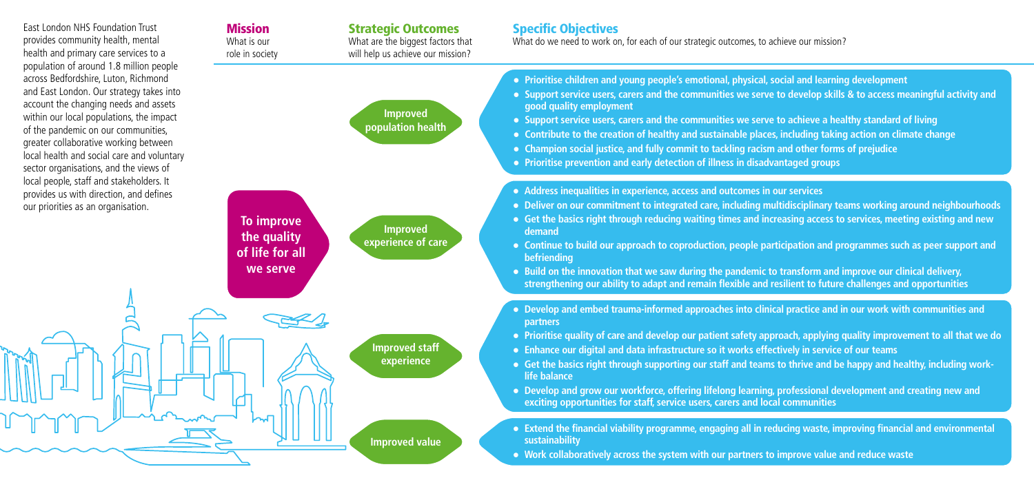East London NHS Foundation Trust provides community health, mental health and primary care services to a population of around 1.8 million people across Bedfordshire, Luton, Richmond and East London. Our strategy takes into account the changing needs and assets within our local populations, the impact of the pandemic on our communities, greater collaborative working between local health and social care and voluntary sector organisations, and the views of local people, staff and stakeholders. It provides us with direction, and defines our priorities as an organisation.

## Mission

What is our role in society

**To improve the quality of life for all we serve**

## Strategic Outcomes

What are the biggest factors that will help us achieve our mission?

## Specific Objectives

What do we need to work on, for each of our strategic outcomes, to achieve our mission?

### Improved population health

- **Prioritise children and young people's emotional, physical, social and learning development**
- **Support service users, carers and the communities we serve to develop skills & to access meaningful activity and good quality employment**
- **Support service users, carers and the communities we serve to achieve a healthy standard of living**
- **Contribute to the creation of healthy and sustainable places, including taking action on climate change**
- **Champion social justice, and fully commit to tackling racism and other forms of prejudice**
- **Prioritise prevention and early detection of illness in disadvantaged groups**

### Improved experience of care

- **Address inequalities in experience, access and outcomes in our services**
- **Deliver on our commitment to integrated care, including multidisciplinary teams working around neighbourhoods**
- **Get the basics right through reducing waiting times and increasing access to services, meeting existing and new demand**
- **Continue to build our approach to coproduction, people participation and programmes such as peer support and befriending**
- **Build on the innovation that we saw during the pandemic to transform and improve our clinical delivery, strengthening our ability to adapt and remain flexible and resilient to future challenges and opportunities**

### Improved staff experience

- **Develop and embed trauma-informed approaches into clinical practice and in our work with communities and partners**
- **Prioritise quality of care and develop our patient safety approach, applying quality improvement to all that we do**
- **Enhance our digital and data infrastructure so it works effectively in service of our teams**
- **Get the basics right through supporting our staff and teams to thrive and be happy and healthy, including work-life balance**
- **Develop and grow our workforce, offering lifelong learning, professional development and creating new and exciting opportunities for staff, service users, carers and local communities**

### Improved value

- **Extend the financial viability programme, engaging all in reducing waste, improving financial and environmental sustainability**
- **Work collaboratively across the system with our partners to improve value and reduce waste**